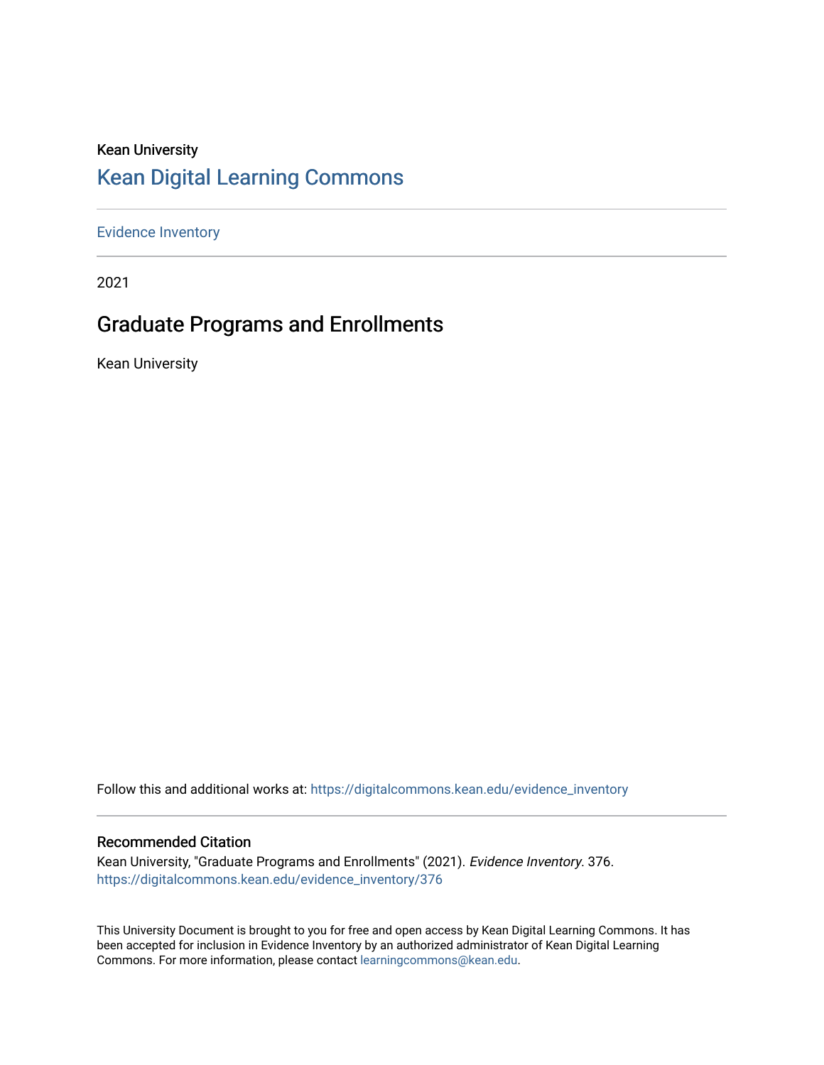Kean University

# Kean Digital Learning Commons

Evidence Inventory

2021

## Graduate Programs and Enrollments

Kean University

Follow this and additional works at: https://digitalcommons.kean.edu/evidence_inventory

### Recommended Citation

Kean University, "Graduate Programs and Enrollments" (2021). *Evidence Inventory*. 376.
https://digitalcommons.kean.edu/evidence_inventory/376

This University Document is brought to you for free and open access by Kean Digital Learning Commons. It has been accepted for inclusion in Evidence Inventory by an authorized administrator of Kean Digital Learning Commons. For more information, please contact learningcommons@kean.edu.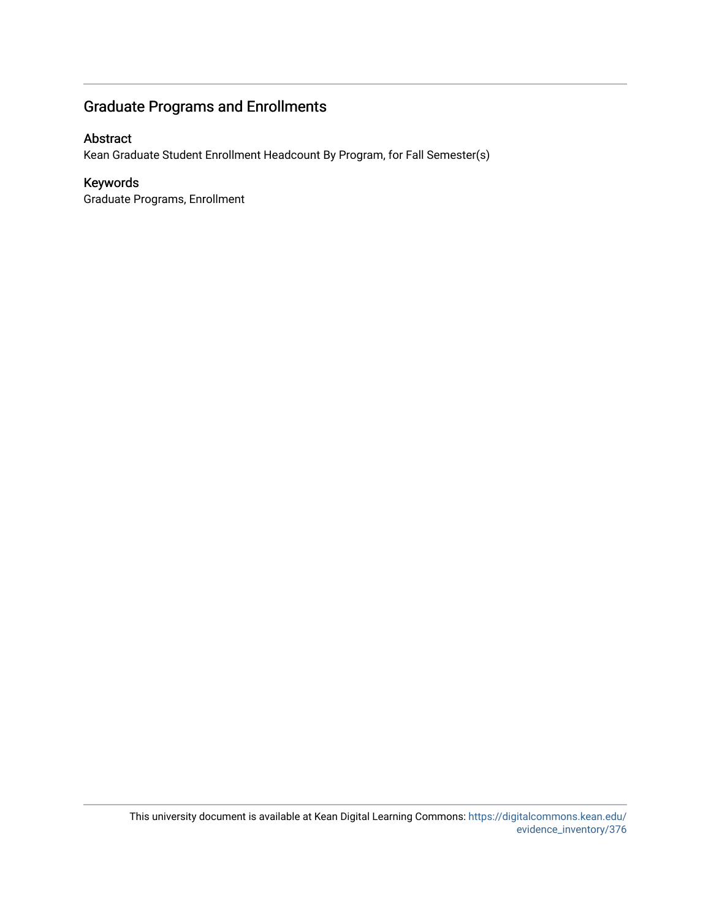## Graduate Programs and Enrollments

### Abstract

Kean Graduate Student Enrollment Headcount By Program, for Fall Semester(s)

### Keywords

Graduate Programs, Enrollment

This university document is available at Kean Digital Learning Commons: https://digitalcommons.kean.edu/evidence_inventory/376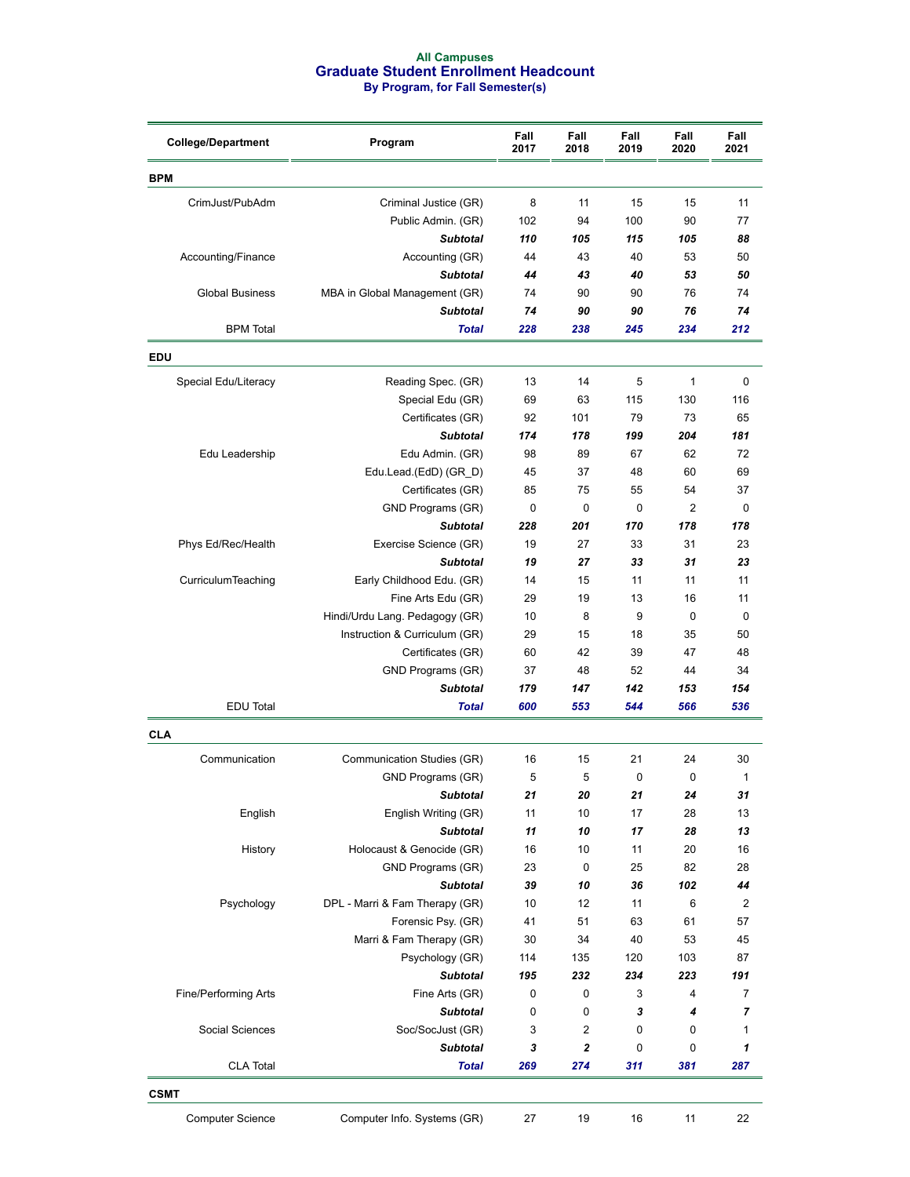All Campuses

# Graduate Student Enrollment Headcount

By Program, for Fall Semester(s)

| College/Department | Program | Fall 2017 | Fall 2018 | Fall 2019 | Fall 2020 | Fall 2021 |
|---|---|---|---|---|---|---|
| **BPM** | | | | | | |
| CrimJust/PubAdm | Criminal Justice (GR) | 8 | 11 | 15 | 15 | 11 |
| | Public Admin. (GR) | 102 | 94 | 100 | 90 | 77 |
| | ***Subtotal*** | ***110*** | ***105*** | ***115*** | ***105*** | ***88*** |
| Accounting/Finance | Accounting (GR) | 44 | 43 | 40 | 53 | 50 |
| | ***Subtotal*** | ***44*** | ***43*** | ***40*** | ***53*** | ***50*** |
| Global Business | MBA in Global Management (GR) | 74 | 90 | 90 | 76 | 74 |
| | ***Subtotal*** | ***74*** | ***90*** | ***90*** | ***76*** | ***74*** |
| BPM Total | ***Total*** | ***228*** | ***238*** | ***245*** | ***234*** | ***212*** |
| **EDU** | | | | | | |
| Special Edu/Literacy | Reading Spec. (GR) | 13 | 14 | 5 | 1 | 0 |
| | Special Edu (GR) | 69 | 63 | 115 | 130 | 116 |
| | Certificates (GR) | 92 | 101 | 79 | 73 | 65 |
| | ***Subtotal*** | ***174*** | ***178*** | ***199*** | ***204*** | ***181*** |
| Edu Leadership | Edu Admin. (GR) | 98 | 89 | 67 | 62 | 72 |
| | Edu.Lead.(EdD) (GR_D) | 45 | 37 | 48 | 60 | 69 |
| | Certificates (GR) | 85 | 75 | 55 | 54 | 37 |
| | GND Programs (GR) | 0 | 0 | 0 | 2 | 0 |
| | ***Subtotal*** | ***228*** | ***201*** | ***170*** | ***178*** | ***178*** |
| Phys Ed/Rec/Health | Exercise Science (GR) | 19 | 27 | 33 | 31 | 23 |
| | ***Subtotal*** | ***19*** | ***27*** | ***33*** | ***31*** | ***23*** |
| CurriculumTeaching | Early Childhood Edu. (GR) | 14 | 15 | 11 | 11 | 11 |
| | Fine Arts Edu (GR) | 29 | 19 | 13 | 16 | 11 |
| | Hindi/Urdu Lang. Pedagogy (GR) | 10 | 8 | 9 | 0 | 0 |
| | Instruction & Curriculum (GR) | 29 | 15 | 18 | 35 | 50 |
| | Certificates (GR) | 60 | 42 | 39 | 47 | 48 |
| | GND Programs (GR) | 37 | 48 | 52 | 44 | 34 |
| | ***Subtotal*** | ***179*** | ***147*** | ***142*** | ***153*** | ***154*** |
| EDU Total | ***Total*** | ***600*** | ***553*** | ***544*** | ***566*** | ***536*** |
| **CLA** | | | | | | |
| Communication | Communication Studies (GR) | 16 | 15 | 21 | 24 | 30 |
| | GND Programs (GR) | 5 | 5 | 0 | 0 | 1 |
| | ***Subtotal*** | ***21*** | ***20*** | ***21*** | ***24*** | ***31*** |
| English | English Writing (GR) | 11 | 10 | 17 | 28 | 13 |
| | ***Subtotal*** | ***11*** | ***10*** | ***17*** | ***28*** | ***13*** |
| History | Holocaust & Genocide (GR) | 16 | 10 | 11 | 20 | 16 |
| | GND Programs (GR) | 23 | 0 | 25 | 82 | 28 |
| | ***Subtotal*** | ***39*** | ***10*** | ***36*** | ***102*** | ***44*** |
| Psychology | DPL - Marri & Fam Therapy (GR) | 10 | 12 | 11 | 6 | 2 |
| | Forensic Psy. (GR) | 41 | 51 | 63 | 61 | 57 |
| | Marri & Fam Therapy (GR) | 30 | 34 | 40 | 53 | 45 |
| | Psychology (GR) | 114 | 135 | 120 | 103 | 87 |
| | ***Subtotal*** | ***195*** | ***232*** | ***234*** | ***223*** | ***191*** |
| Fine/Performing Arts | Fine Arts (GR) | 0 | 0 | 3 | 4 | 7 |
| | ***Subtotal*** | 0 | 0 | ***3*** | ***4*** | ***7*** |
| Social Sciences | Soc/SocJust (GR) | 3 | 2 | 0 | 0 | 1 |
| | ***Subtotal*** | ***3*** | ***2*** | 0 | 0 | ***1*** |
| CLA Total | ***Total*** | ***269*** | ***274*** | ***311*** | ***381*** | ***287*** |
| **CSMT** | | | | | | |
| Computer Science | Computer Info. Systems (GR) | 27 | 19 | 16 | 11 | 22 |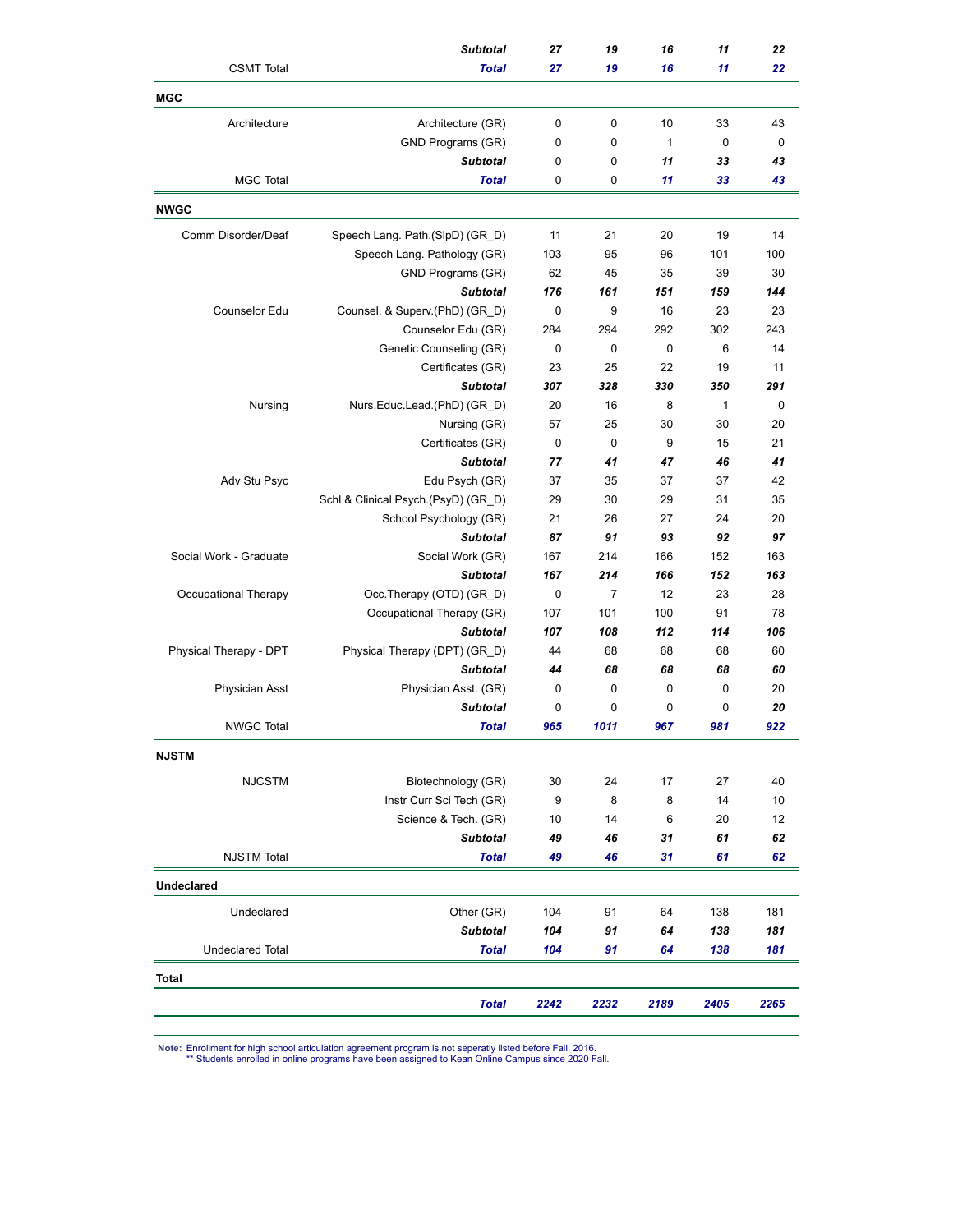| | | | | | | |
|---|---|---|---|---|---|---|
| | ***Subtotal*** | ***27*** | ***19*** | ***16*** | ***11*** | ***22*** |
| CSMT Total | ***Total*** | ***27*** | ***19*** | ***16*** | ***11*** | ***22*** |
| **MGC** | | | | | | |
| Architecture | Architecture (GR) | 0 | 0 | 10 | 33 | 43 |
| | GND Programs (GR) | 0 | 0 | 1 | 0 | 0 |
| | ***Subtotal*** | 0 | 0 | ***11*** | ***33*** | ***43*** |
| MGC Total | ***Total*** | 0 | 0 | ***11*** | ***33*** | ***43*** |
| **NWGC** | | | | | | |
| Comm Disorder/Deaf | Speech Lang. Path.(SlpD) (GR_D) | 11 | 21 | 20 | 19 | 14 |
| | Speech Lang. Pathology (GR) | 103 | 95 | 96 | 101 | 100 |
| | GND Programs (GR) | 62 | 45 | 35 | 39 | 30 |
| | ***Subtotal*** | ***176*** | ***161*** | ***151*** | ***159*** | ***144*** |
| Counselor Edu | Counsel. & Superv.(PhD) (GR_D) | 0 | 9 | 16 | 23 | 23 |
| | Counselor Edu (GR) | 284 | 294 | 292 | 302 | 243 |
| | Genetic Counseling (GR) | 0 | 0 | 0 | 6 | 14 |
| | Certificates (GR) | 23 | 25 | 22 | 19 | 11 |
| | ***Subtotal*** | ***307*** | ***328*** | ***330*** | ***350*** | ***291*** |
| Nursing | Nurs.Educ.Lead.(PhD) (GR_D) | 20 | 16 | 8 | 1 | 0 |
| | Nursing (GR) | 57 | 25 | 30 | 30 | 20 |
| | Certificates (GR) | 0 | 0 | 9 | 15 | 21 |
| | ***Subtotal*** | ***77*** | ***41*** | ***47*** | ***46*** | ***41*** |
| Adv Stu Psyc | Edu Psych (GR) | 37 | 35 | 37 | 37 | 42 |
| | Schl & Clinical Psych.(PsyD) (GR_D) | 29 | 30 | 29 | 31 | 35 |
| | School Psychology (GR) | 21 | 26 | 27 | 24 | 20 |
| | ***Subtotal*** | ***87*** | ***91*** | ***93*** | ***92*** | ***97*** |
| Social Work - Graduate | Social Work (GR) | 167 | 214 | 166 | 152 | 163 |
| | ***Subtotal*** | ***167*** | ***214*** | ***166*** | ***152*** | ***163*** |
| Occupational Therapy | Occ.Therapy (OTD) (GR_D) | 0 | 7 | 12 | 23 | 28 |
| | Occupational Therapy (GR) | 107 | 101 | 100 | 91 | 78 |
| | ***Subtotal*** | ***107*** | ***108*** | ***112*** | ***114*** | ***106*** |
| Physical Therapy - DPT | Physical Therapy (DPT) (GR_D) | 44 | 68 | 68 | 68 | 60 |
| | ***Subtotal*** | ***44*** | ***68*** | ***68*** | ***68*** | ***60*** |
| Physician Asst | Physician Asst. (GR) | 0 | 0 | 0 | 0 | 20 |
| | ***Subtotal*** | 0 | 0 | 0 | 0 | ***20*** |
| NWGC Total | ***Total*** | ***965*** | ***1011*** | ***967*** | ***981*** | ***922*** |
| **NJSTM** | | | | | | |
| NJCSTM | Biotechnology (GR) | 30 | 24 | 17 | 27 | 40 |
| | Instr Curr Sci Tech (GR) | 9 | 8 | 8 | 14 | 10 |
| | Science & Tech. (GR) | 10 | 14 | 6 | 20 | 12 |
| | ***Subtotal*** | ***49*** | ***46*** | ***31*** | ***61*** | ***62*** |
| NJSTM Total | ***Total*** | ***49*** | ***46*** | ***31*** | ***61*** | ***62*** |
| **Undeclared** | | | | | | |
| Undeclared | Other (GR) | 104 | 91 | 64 | 138 | 181 |
| | ***Subtotal*** | ***104*** | ***91*** | ***64*** | ***138*** | ***181*** |
| Undeclared Total | ***Total*** | ***104*** | ***91*** | ***64*** | ***138*** | ***181*** |
| **Total** | | | | | | |
| | ***Total*** | ***2242*** | ***2232*** | ***2189*** | ***2405*** | ***2265*** |

**Note:** Enrollment for high school articulation agreement program is not seperatly listed before Fall, 2016.
** Students enrolled in online programs have been assigned to Kean Online Campus since 2020 Fall.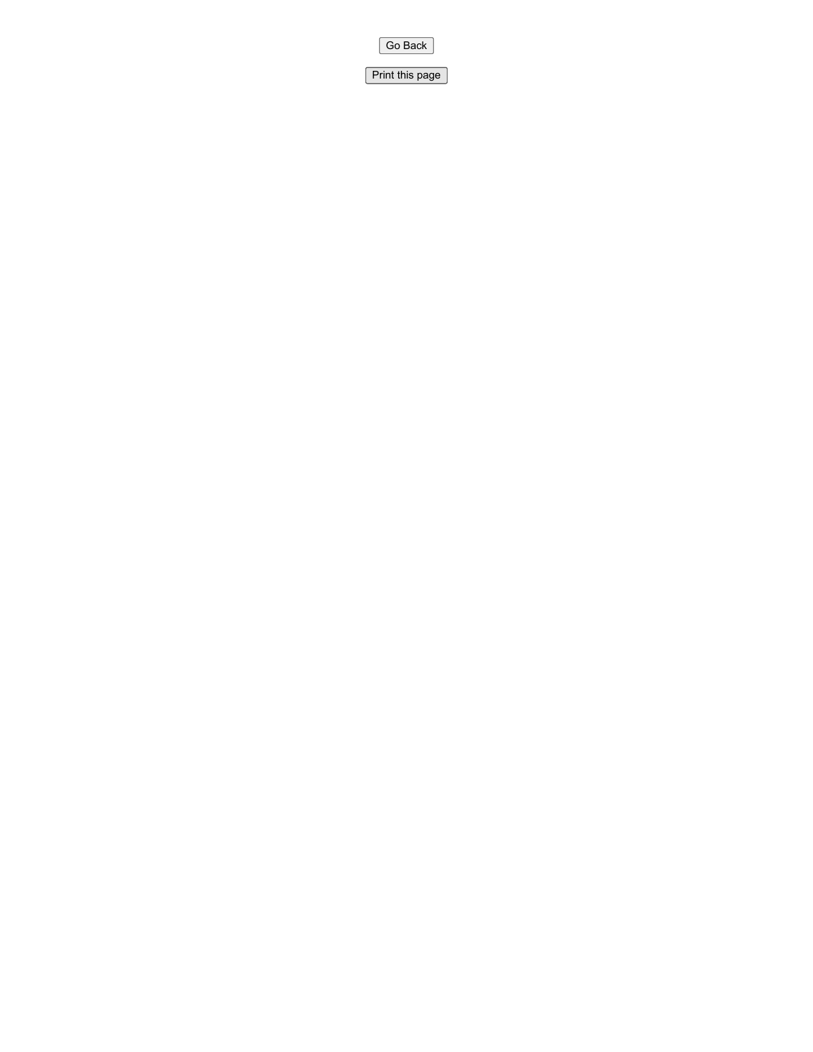Go Back

Print this page